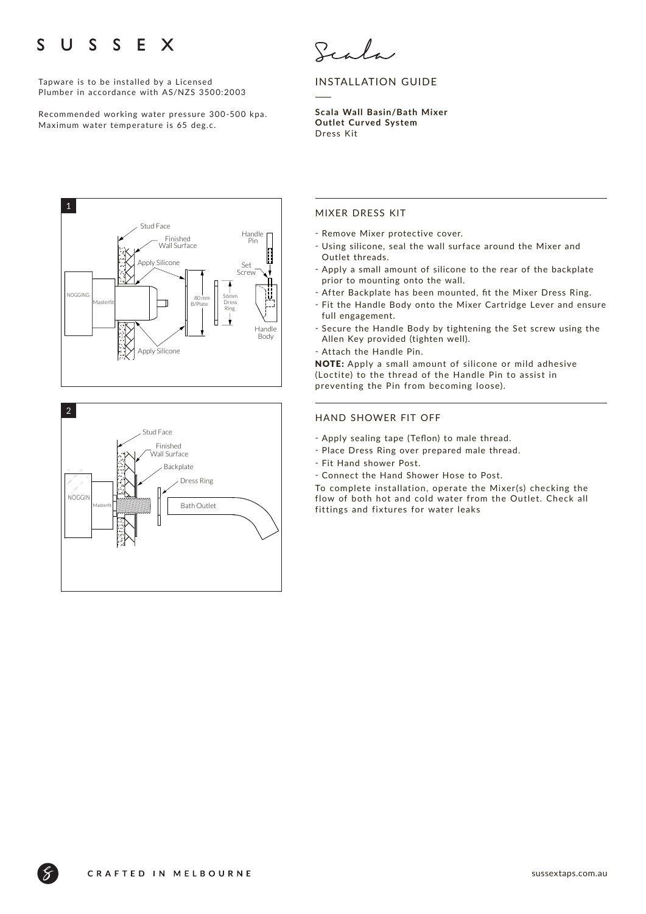# SUSSEX

Tapware is to be installed by a Licensed Plumber in accordance with AS/NZS 3500:2003

Recommended working water pressure 300-500 kpa. Maximum water temperature is 65 deg.c.

Scala

## INSTALLATION GUIDE

**Scala Wall Basin/Bath Mixer Outlet Curved System**
Dress Kit

### MIXER DRESS KIT

- Remove Mixer protective cover.
- Using silicone, seal the wall surface around the Mixer and Outlet threads.
- Apply a small amount of silicone to the rear of the backplate prior to mounting onto the wall.
- After Backplate has been mounted, fit the Mixer Dress Ring.
- Fit the Handle Body onto the Mixer Cartridge Lever and ensure full engagement.
- Secure the Handle Body by tightening the Set screw using the Allen Key provided (tighten well).
- Attach the Handle Pin.

**NOTE:** Apply a small amount of silicone or mild adhesive (Loctite) to the thread of the Handle Pin to assist in preventing the Pin from becoming loose).

### HAND SHOWER FIT OFF

- Apply sealing tape (Teflon) to male thread.
- Place Dress Ring over prepared male thread.
- Fit Hand shower Post.
- Connect the Hand Shower Hose to Post.

To complete installation, operate the Mixer(s) checking the flow of both hot and cold water from the Outlet. Check all fittings and fixtures for water leaks

CRAFTED IN MELBOURNE

sussextaps.com.au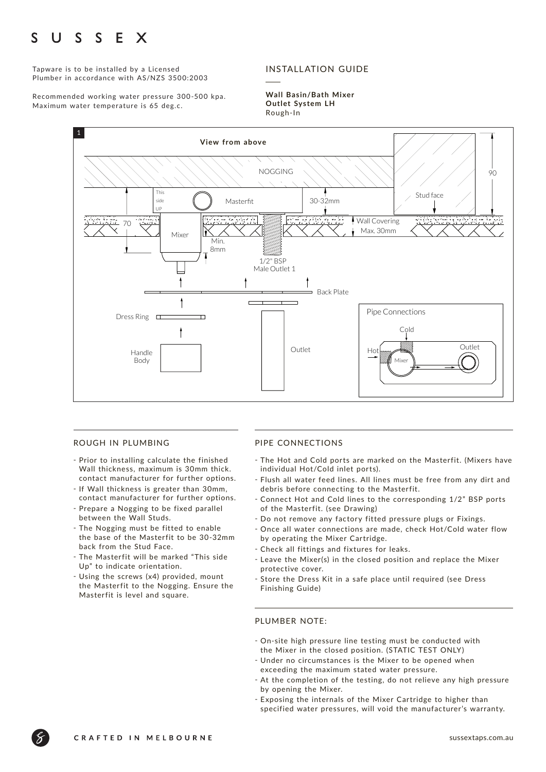# SUSSEX

Tapware is to be installed by a Licensed Plumber in accordance with AS/NZS 3500:2003

Recommended working water pressure 300-500 kpa.
Maximum water temperature is 65 deg.c.

## INSTALLATION GUIDE

**Wall Basin/Bath Mixer**
**Outlet System LH**
Rough-In

1

**View from above**

NOGGING

90

Stud face

This side UP

Masterfit

30-32mm

70

Wall Covering
Max. 30mm

Mixer

Min. 8mm

1/2" BSP
Male Outlet 1

Back Plate

Dress Ring

Handle Body

Outlet

Pipe Connections

Cold

Hot

Mixer

Outlet

## ROUGH IN PLUMBING

- Prior to installing calculate the finished Wall thickness, maximum is 30mm thick. contact manufacturer for further options.
- If Wall thickness is greater than 30mm, contact manufacturer for further options.
- Prepare a Nogging to be fixed parallel between the Wall Studs.
- The Nogging must be fitted to enable the base of the Masterfit to be 30-32mm back from the Stud Face.
- The Masterfit will be marked "This side Up" to indicate orientation.
- Using the screws (x4) provided, mount the Masterfit to the Nogging. Ensure the Masterfit is level and square.

## PIPE CONNECTIONS

- The Hot and Cold ports are marked on the Masterfit. (Mixers have individual Hot/Cold inlet ports).
- Flush all water feed lines. All lines must be free from any dirt and debris before connecting to the Masterfit.
- Connect Hot and Cold lines to the corresponding 1/2" BSP ports of the Masterfit. (see Drawing)
- Do not remove any factory fitted pressure plugs or Fixings.
- Once all water connections are made, check Hot/Cold water flow by operating the Mixer Cartridge.
- Check all fittings and fixtures for leaks.
- Leave the Mixer(s) in the closed position and replace the Mixer protective cover.
- Store the Dress Kit in a safe place until required (see Dress Finishing Guide)

## PLUMBER NOTE:

- On-site high pressure line testing must be conducted with the Mixer in the closed position. (STATIC TEST ONLY)
- Under no circumstances is the Mixer to be opened when exceeding the maximum stated water pressure.
- At the completion of the testing, do not relieve any high pressure by opening the Mixer.
- Exposing the internals of the Mixer Cartridge to higher than specified water pressures, will void the manufacturer's warranty.

CRAFTED IN MELBOURNE

sussextaps.com.au